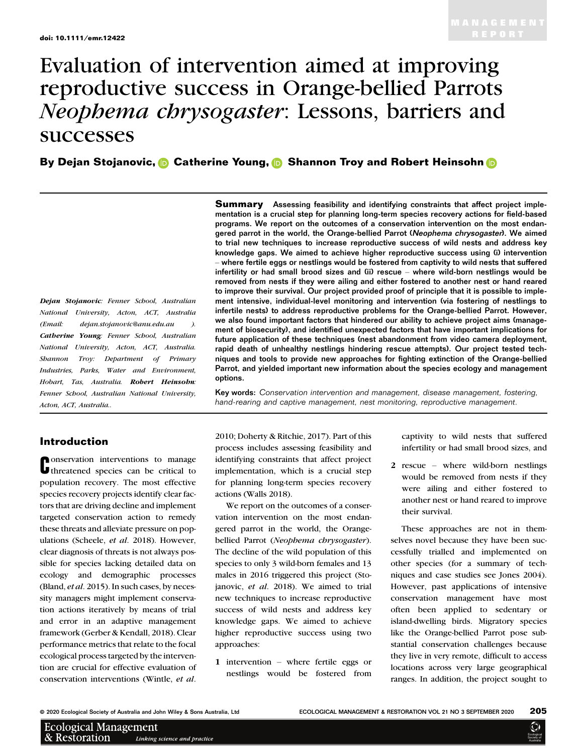doi: 10.1111/emr.12422

MANAGEMENT REPORT

# Evaluation of intervention aimed at improving reproductive success in Orange-bellied Parrots *Neophema chrysogaster*: Lessons, barriers and successes

**By Dejan Stojanovic, Catherine Young, Shannon Troy and Robert Heinsohn**

***Dejan Stojanovic**: Fenner School, Australian National University, Acton, ACT, Australia (Email: dejan.stojanovic@anu.edu.au). **Catherine Young**: Fenner School, Australian National University, Acton, ACT, Australia. **Shannon Troy**: Department of Primary Industries, Parks, Water and Environment, Hobart, Tas, Australia. **Robert Heinsohn**: Fenner School, Australian National University, Acton, ACT, Australia..*

**Summary** **Assessing feasibility and identifying constraints that affect project implementation is a crucial step for planning long-term species recovery actions for field-based programs. We report on the outcomes of a conservation intervention on the most endangered parrot in the world, the Orange-bellied Parrot (*Neophema chrysogaster*). We aimed to trial new techniques to increase reproductive success of wild nests and address key knowledge gaps. We aimed to achieve higher reproductive success using (i) intervention – where fertile eggs or nestlings would be fostered from captivity to wild nests that suffered infertility or had small brood sizes and (ii) rescue – where wild-born nestlings would be removed from nests if they were ailing and either fostered to another nest or hand reared to improve their survival. Our project provided proof of principle that it is possible to implement intensive, individual-level monitoring and intervention (via fostering of nestlings to infertile nests) to address reproductive problems for the Orange-bellied Parrot. However, we also found important factors that hindered our ability to achieve project aims (management of biosecurity), and identified unexpected factors that have important implications for future application of these techniques (nest abandonment from video camera deployment, rapid death of unhealthy nestlings hindering rescue attempts). Our project tested techniques and tools to provide new approaches for fighting extinction of the Orange-bellied Parrot, and yielded important new information about the species ecology and management options.**

**Key words:** *Conservation intervention and management, disease management, fostering, hand-rearing and captive management, nest monitoring, reproductive management.*

## Introduction

Conservation interventions to manage threatened species can be critical to population recovery. The most effective species recovery projects identify clear factors that are driving decline and implement targeted conservation action to remedy these threats and alleviate pressure on populations (Scheele, *et al*. 2018). However, clear diagnosis of threats is not always possible for species lacking detailed data on ecology and demographic processes (Bland, *et al*. 2015). In such cases, by necessity managers might implement conservation actions iteratively by means of trial and error in an adaptive management framework (Gerber & Kendall, 2018). Clear performance metrics that relate to the focal ecological process targeted by the intervention are crucial for effective evaluation of conservation interventions (Wintle, *et al*. 2010; Doherty & Ritchie, 2017). Part of this process includes assessing feasibility and identifying constraints that affect project implementation, which is a crucial step for planning long-term species recovery actions (Walls 2018).

We report on the outcomes of a conservation intervention on the most endangered parrot in the world, the Orange-bellied Parrot (*Neophema chrysogaster*). The decline of the wild population of this species to only 3 wild-born females and 13 males in 2016 triggered this project (Stojanovic, *et al*. 2018). We aimed to trial new techniques to increase reproductive success of wild nests and address key knowledge gaps. We aimed to achieve higher reproductive success using two approaches:

1. intervention – where fertile eggs or nestlings would be fostered from captivity to wild nests that suffered infertility or had small brood sizes, and
2. rescue – where wild-born nestlings would be removed from nests if they were ailing and either fostered to another nest or hand reared to improve their survival.

These approaches are not in themselves novel because they have been successfully trialled and implemented on other species (for a summary of techniques and case studies see Jones 2004). However, past applications of intensive conservation management have most often been applied to sedentary or island-dwelling birds. Migratory species like the Orange-bellied Parrot pose substantial conservation challenges because they live in very remote, difficult to access locations across very large geographical ranges. In addition, the project sought to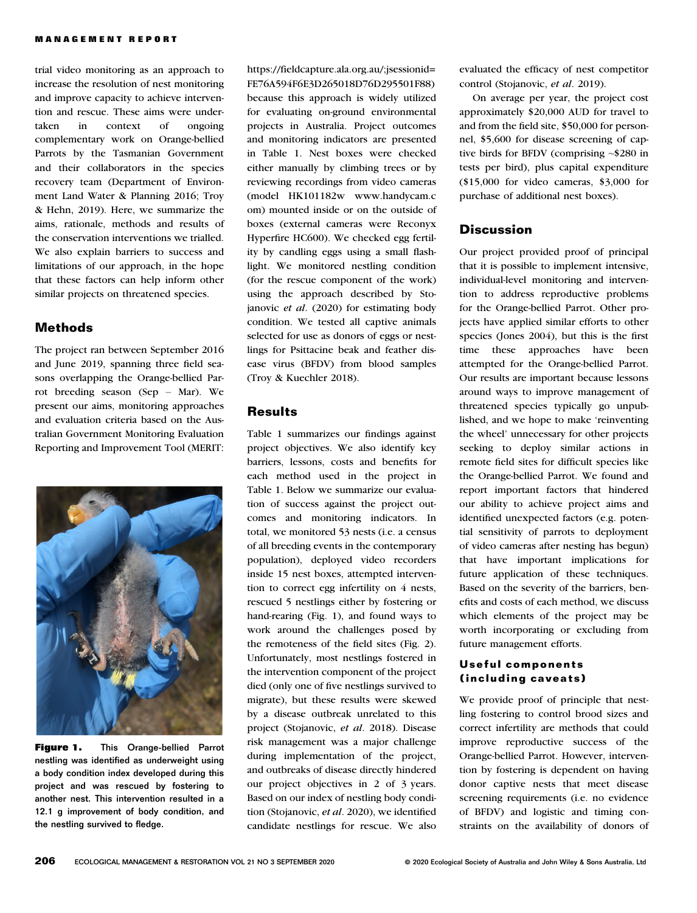trial video monitoring as an approach to increase the resolution of nest monitoring and improve capacity to achieve intervention and rescue. These aims were undertaken in context of ongoing complementary work on Orange-bellied Parrots by the Tasmanian Government and their collaborators in the species recovery team (Department of Environment Land Water & Planning 2016; Troy & Hehn, 2019). Here, we summarize the aims, rationale, methods and results of the conservation interventions we trialled. We also explain barriers to success and limitations of our approach, in the hope that these factors can help inform other similar projects on threatened species.

## Methods

The project ran between September 2016 and June 2019, spanning three field seasons overlapping the Orange-bellied Parrot breeding season (Sep – Mar). We present our aims, monitoring approaches and evaluation criteria based on the Australian Government Monitoring Evaluation Reporting and Improvement Tool (MERIT: https://fieldcapture.ala.org.au/;jsessionid=FE76A594F6E3D265018D76D295501F88) because this approach is widely utilized for evaluating on-ground environmental projects in Australia. Project outcomes and monitoring indicators are presented in Table 1. Nest boxes were checked either manually by climbing trees or by reviewing recordings from video cameras (model HK101182w www.handycam.com) mounted inside or on the outside of boxes (external cameras were Reconyx Hyperfire HC600). We checked egg fertility by candling eggs using a small flashlight. We monitored nestling condition (for the rescue component of the work) using the approach described by Stojanovic *et al*. (2020) for estimating body condition. We tested all captive animals selected for use as donors of eggs or nestlings for Psittacine beak and feather disease virus (BFDV) from blood samples (Troy & Kuechler 2018).

**Figure 1.** This Orange-bellied Parrot nestling was identified as underweight using a body condition index developed during this project and was rescued by fostering to another nest. This intervention resulted in a 12.1 g improvement of body condition, and the nestling survived to fledge.

## Results

Table 1 summarizes our findings against project objectives. We also identify key barriers, lessons, costs and benefits for each method used in the project in Table 1. Below we summarize our evaluation of success against the project outcomes and monitoring indicators. In total, we monitored 53 nests (i.e. a census of all breeding events in the contemporary population), deployed video recorders inside 15 nest boxes, attempted intervention to correct egg infertility on 4 nests, rescued 5 nestlings either by fostering or hand-rearing (Fig. 1), and found ways to work around the challenges posed by the remoteness of the field sites (Fig. 2). Unfortunately, most nestlings fostered in the intervention component of the project died (only one of five nestlings survived to migrate), but these results were skewed by a disease outbreak unrelated to this project (Stojanovic, *et al*. 2018). Disease risk management was a major challenge during implementation of the project, and outbreaks of disease directly hindered our project objectives in 2 of 3 years. Based on our index of nestling body condition (Stojanovic, *et al*. 2020), we identified candidate nestlings for rescue. We also evaluated the efficacy of nest competitor control (Stojanovic, *et al*. 2019).

On average per year, the project cost approximately $20,000 AUD for travel to and from the field site, $50,000 for personnel, $5,600 for disease screening of captive birds for BFDV (comprising ~$280 in tests per bird), plus capital expenditure ($15,000 for video cameras, $3,000 for purchase of additional nest boxes).

## Discussion

Our project provided proof of principal that it is possible to implement intensive, individual-level monitoring and intervention to address reproductive problems for the Orange-bellied Parrot. Other projects have applied similar efforts to other species (Jones 2004), but this is the first time these approaches have been attempted for the Orange-bellied Parrot. Our results are important because lessons around ways to improve management of threatened species typically go unpublished, and we hope to make 'reinventing the wheel' unnecessary for other projects seeking to deploy similar actions in remote field sites for difficult species like the Orange-bellied Parrot. We found and report important factors that hindered our ability to achieve project aims and identified unexpected factors (e.g. potential sensitivity of parrots to deployment of video cameras after nesting has begun) that have important implications for future application of these techniques. Based on the severity of the barriers, benefits and costs of each method, we discuss which elements of the project may be worth incorporating or excluding from future management efforts.

### Useful components (including caveats)

We provide proof of principle that nestling fostering to control brood sizes and correct infertility are methods that could improve reproductive success of the Orange-bellied Parrot. However, intervention by fostering is dependent on having donor captive nests that meet disease screening requirements (i.e. no evidence of BFDV) and logistic and timing constraints on the availability of donors of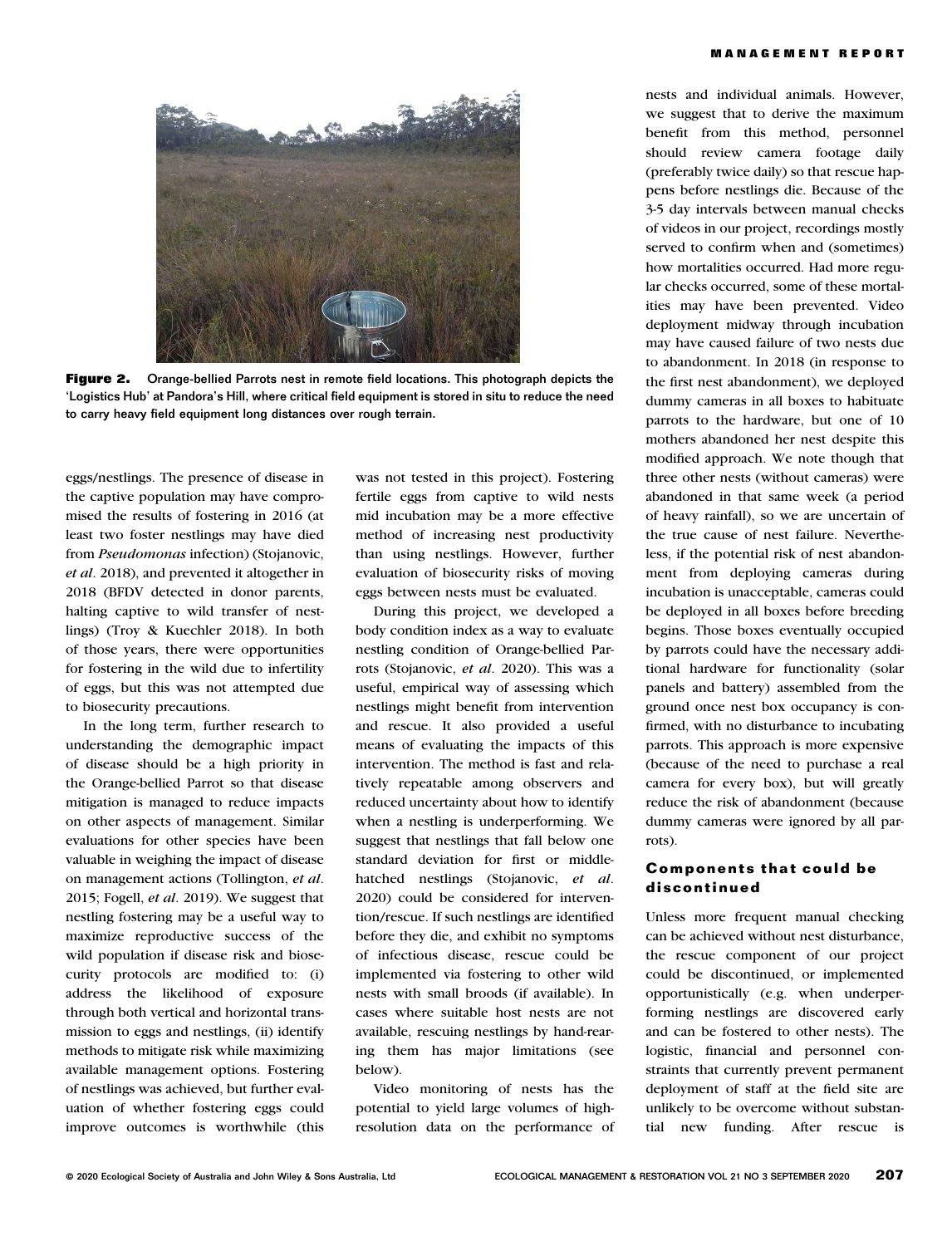**Figure 2.** Orange-bellied Parrots nest in remote field locations. This photograph depicts the 'Logistics Hub' at Pandora's Hill, where critical field equipment is stored in situ to reduce the need to carry heavy field equipment long distances over rough terrain.

eggs/nestlings. The presence of disease in the captive population may have compromised the results of fostering in 2016 (at least two foster nestlings may have died from *Pseudomonas* infection) (Stojanovic, *et al*. 2018), and prevented it altogether in 2018 (BFDV detected in donor parents, halting captive to wild transfer of nestlings) (Troy & Kuechler 2018). In both of those years, there were opportunities for fostering in the wild due to infertility of eggs, but this was not attempted due to biosecurity precautions.

In the long term, further research to understanding the demographic impact of disease should be a high priority in the Orange-bellied Parrot so that disease mitigation is managed to reduce impacts on other aspects of management. Similar evaluations for other species have been valuable in weighing the impact of disease on management actions (Tollington, *et al*. 2015; Fogell, *et al*. 2019). We suggest that nestling fostering may be a useful way to maximize reproductive success of the wild population if disease risk and biosecurity protocols are modified to: (i) address the likelihood of exposure through both vertical and horizontal transmission to eggs and nestlings, (ii) identify methods to mitigate risk while maximizing available management options. Fostering of nestlings was achieved, but further evaluation of whether fostering eggs could improve outcomes is worthwhile (this was not tested in this project). Fostering fertile eggs from captive to wild nests mid incubation may be a more effective method of increasing nest productivity than using nestlings. However, further evaluation of biosecurity risks of moving eggs between nests must be evaluated.

During this project, we developed a body condition index as a way to evaluate nestling condition of Orange-bellied Parrots (Stojanovic, *et al*. 2020). This was a useful, empirical way of assessing which nestlings might benefit from intervention and rescue. It also provided a useful means of evaluating the impacts of this intervention. The method is fast and relatively repeatable among observers and reduced uncertainty about how to identify when a nestling is underperforming. We suggest that nestlings that fall below one standard deviation for first or middle-hatched nestlings (Stojanovic, *et al*. 2020) could be considered for intervention/rescue. If such nestlings are identified before they die, and exhibit no symptoms of infectious disease, rescue could be implemented via fostering to other wild nests with small broods (if available). In cases where suitable host nests are not available, rescuing nestlings by hand-rearing them has major limitations (see below).

Video monitoring of nests has the potential to yield large volumes of high-resolution data on the performance of nests and individual animals. However, we suggest that to derive the maximum benefit from this method, personnel should review camera footage daily (preferably twice daily) so that rescue happens before nestlings die. Because of the 3-5 day intervals between manual checks of videos in our project, recordings mostly served to confirm when and (sometimes) how mortalities occurred. Had more regular checks occurred, some of these mortalities may have been prevented. Video deployment midway through incubation may have caused failure of two nests due to abandonment. In 2018 (in response to the first nest abandonment), we deployed dummy cameras in all boxes to habituate parrots to the hardware, but one of 10 mothers abandoned her nest despite this modified approach. We note though that three other nests (without cameras) were abandoned in that same week (a period of heavy rainfall), so we are uncertain of the true cause of nest failure. Nevertheless, if the potential risk of nest abandonment from deploying cameras during incubation is unacceptable, cameras could be deployed in all boxes before breeding begins. Those boxes eventually occupied by parrots could have the necessary additional hardware for functionality (solar panels and battery) assembled from the ground once nest box occupancy is confirmed, with no disturbance to incubating parrots. This approach is more expensive (because of the need to purchase a real camera for every box), but will greatly reduce the risk of abandonment (because dummy cameras were ignored by all parrots).

### Components that could be discontinued

Unless more frequent manual checking can be achieved without nest disturbance, the rescue component of our project could be discontinued, or implemented opportunistically (e.g. when underperforming nestlings are discovered early and can be fostered to other nests). The logistic, financial and personnel constraints that currently prevent permanent deployment of staff at the field site are unlikely to be overcome without substantial new funding. After rescue is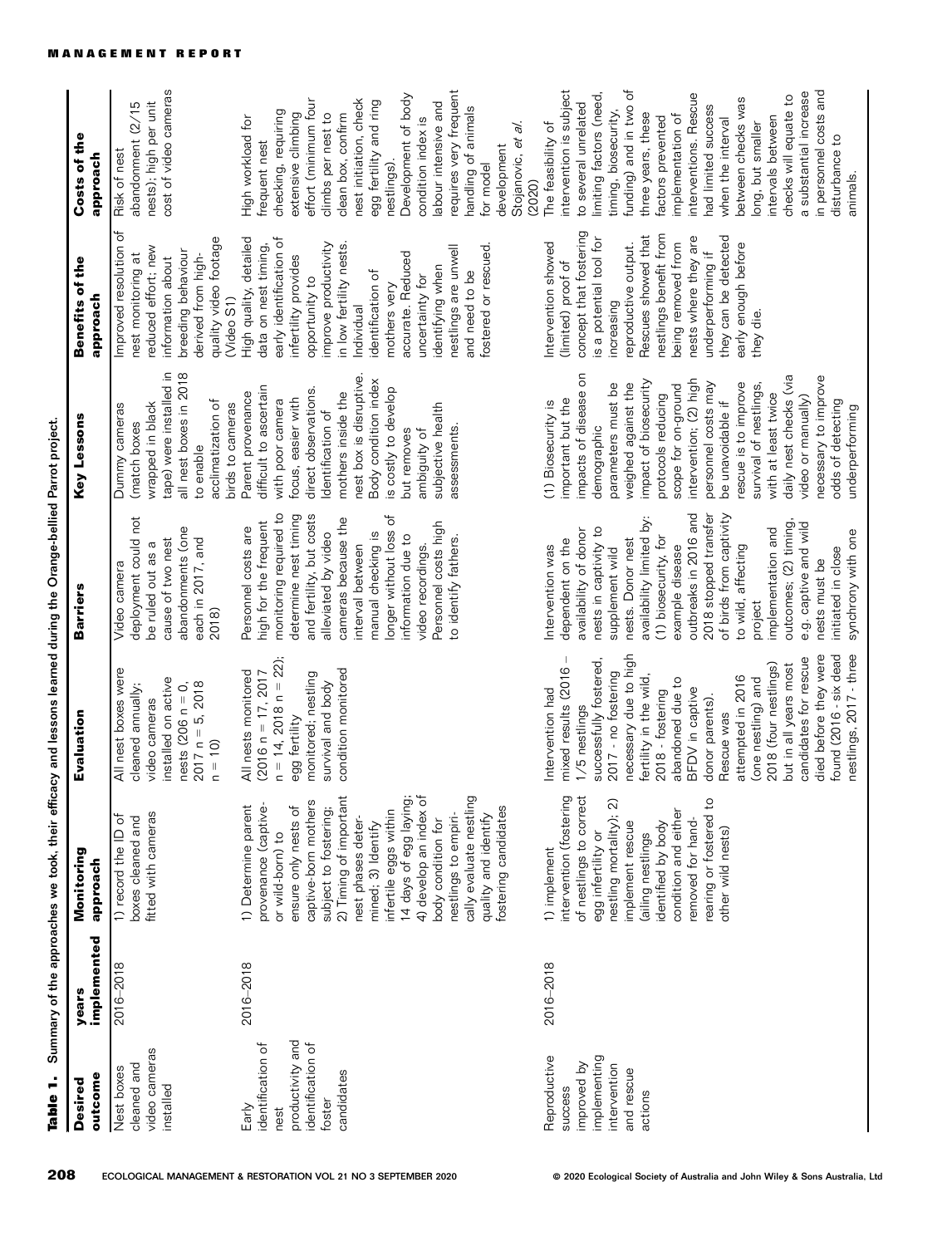**Table 1.** Summary of the approaches we took, their efficacy and lessons learned during the Orange-bellied Parrot project.

| Desired outcome | years implemented | Monitoring approach | Evaluation | Barriers | Key Lessons | Benefits of the approach | Costs of the approach |
|---|---|---|---|---|---|---|---|
| Nest boxes cleaned and video cameras installed | 2016–2018 | 1) record the ID of boxes cleaned and fitted with cameras | All nest boxes were cleaned annually; video cameras installed on active nests (206 n = 0, 2017 n = 5, 2018 n = 10) | Video camera deployment could not be ruled out as a cause of two nest abandonments (one each in 2017, and 2018) | Dummy cameras (match boxes wrapped in black tape) were installed in all nest boxes in 2018 to enable acclimatization of birds to cameras | Improved resolution of nest monitoring at reduced effort; new information about breeding behaviour derived from high-quality video footage (Video S1) | Risk of nest abandonment (2/15 nests); high per unit cost of video cameras |
| Early identification of nest productivity and identification of foster candidates | 2016–2018 | 1) Determine parent provenance (captive- or wild-born) to ensure only nests of captive-born mothers subject to fostering; 2) Timing of important nest phases determined; 3) Identify infertile eggs within 14 days of egg laying; 4) develop an index of body condition for nestlings to empirically evaluate nestling quality and identify fostering candidates | All nests monitored (2016 n = 17, 2017 n = 14, 2018 n = 22); egg fertility monitored; nestling survival and body condition monitored | Personnel costs are high for the frequent monitoring required to determine nest timing and fertility, but costs alleviated by video cameras because the interval between manual checking is longer without loss of information due to video recordings. Personnel costs high to identify fathers. | Parent provenance difficult to ascertain with poor camera focus, easier with direct observations. Identification of mothers inside the nest box is disruptive. Body condition index is costly to develop but removes ambiguity of subjective health assessments. | High quality, detailed data on nest timing, early identification of infertility provides opportunity to improve productivity in low fertility nests. Individual identification of mothers very accurate. Reduced uncertainty for identifying when nestlings are unwell and need to be fostered or rescued. | High workload for frequent nest checking, requiring extensive climbing effort (minimum four climbs per nest to clean box, confirm nest initiation, check egg fertility and ring nestlings). Development of body condition index is labour intensive and requires very frequent handling of animals for model development Stojanovic, *et al.* (2020) |
| Reproductive success improved by implementing intervention and rescue actions | 2016–2018 | 1) implement intervention (fostering of nestlings to correct egg infertility or nestling mortality); 2) implement rescue (ailing nestlings identified by body condition and either removed for hand-rearing or fostered to other wild nests) | Intervention had mixed results (2016 – 1/5 nestlings successfully fostered, 2017 - no fostering necessary due to high fertility in the wild, 2018 - fostering abandoned due to BFDV in captive donor parents). Rescue was attempted in 2016 (one nestling) and 2018 (four nestlings) but in all years most candidates for rescue died before they were found (2016 - six dead nestlings, 2017 - three | Intervention was dependent on the availability of donor nests in captivity to supplement wild nests. Donor nest availability limited by: (1) biosecurity, for example disease outbreaks in 2016 and 2018 stopped transfer of birds from captivity to wild, affecting project implementation and outcomes; (2) timing, e.g. captive and wild nests must be initiated in close synchrony with one | (1) Biosecurity is important but the impacts of disease on demographic parameters must be weighed against the impact of biosecurity protocols reducing scope for on-ground intervention; (2) high personnel costs may be unavoidable if rescue is to improve survival of nestlings, with at least twice daily nest checks (via video or manually) necessary to improve odds of detecting underperforming | Intervention showed (limited) proof of concept that fostering is a potential tool for increasing reproductive output. Rescues showed that nestlings benefit from being removed from nests where they are underperforming if they can be detected early enough before they die. | The feasibility of intervention is subject to several unrelated limiting factors (need, timing, biosecurity, funding) and in two of three years, these factors prevented implementation of interventions. Rescue had limited success when the interval between checks was long, but smaller intervals between checks will equate to a substantial increase in personnel costs and disturbance to animals. |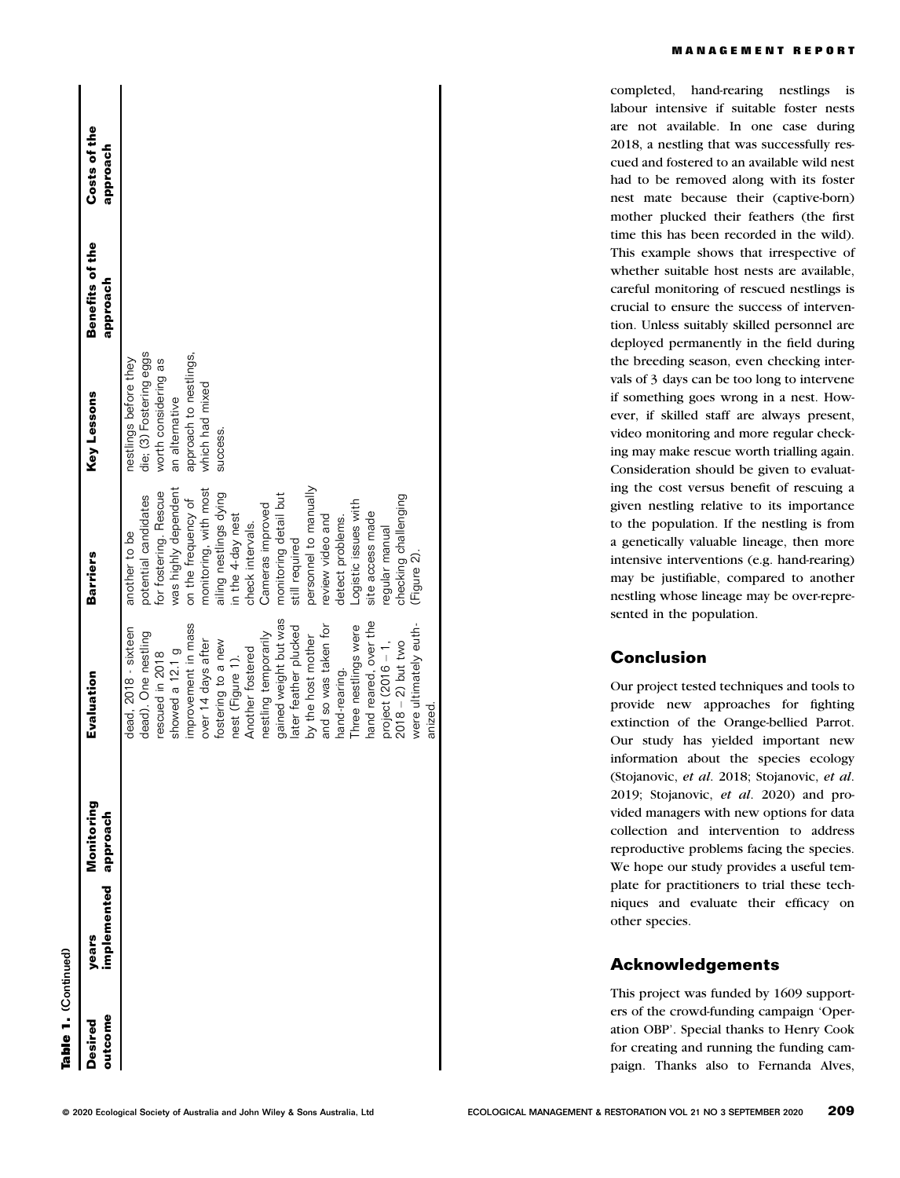**Table 1.** (Continued)

| Desired outcome | years implemented | Monitoring approach | Evaluation | Barriers | Key Lessons | Benefits of the approach | Costs of the approach |
|---|---|---|---|---|---|---|---|
| | | | dead, 2018 - sixteen dead). One nestling rescued in 2018 showed a 12.1 g improvement in mass over 14 days after fostering to a new nest (Figure 1). Another fostered nestling temporarily gained weight but was later feather plucked by the host mother and so was taken for hand-rearing. Three nestlings were hand reared, over the project (2016 – 1, 2018 – 2) but two were ultimately euthanized. | another to be potential candidates for fostering. Rescue was highly dependent on the frequency of monitoring, with most ailing nestlings dying in the 4-day nest check intervals. Cameras improved monitoring detail but still required personnel to manually review video and detect problems. Logistic issues with site access made regular manual checking challenging (Figure 2). | nestlings before they die; (3) Fostering eggs worth considering as an alternative approach to nestlings, which had mixed success. | | |

completed, hand-rearing nestlings is labour intensive if suitable foster nests are not available. In one case during 2018, a nestling that was successfully rescued and fostered to an available wild nest had to be removed along with its foster nest mate because their (captive-born) mother plucked their feathers (the first time this has been recorded in the wild). This example shows that irrespective of whether suitable host nests are available, careful monitoring of rescued nestlings is crucial to ensure the success of intervention. Unless suitably skilled personnel are deployed permanently in the field during the breeding season, even checking intervals of 3 days can be too long to intervene if something goes wrong in a nest. However, if skilled staff are always present, video monitoring and more regular checking may make rescue worth trialling again. Consideration should be given to evaluating the cost versus benefit of rescuing a given nestling relative to its importance to the population. If the nestling is from a genetically valuable lineage, then more intensive interventions (e.g. hand-rearing) may be justifiable, compared to another nestling whose lineage may be over-represented in the population.

## Conclusion

Our project tested techniques and tools to provide new approaches for fighting extinction of the Orange-bellied Parrot. Our study has yielded important new information about the species ecology (Stojanovic, *et al*. 2018; Stojanovic, *et al*. 2019; Stojanovic, *et al*. 2020) and provided managers with new options for data collection and intervention to address reproductive problems facing the species. We hope our study provides a useful template for practitioners to trial these techniques and evaluate their efficacy on other species.

## Acknowledgements

This project was funded by 1609 supporters of the crowd-funding campaign 'Operation OBP'. Special thanks to Henry Cook for creating and running the funding campaign. Thanks also to Fernanda Alves,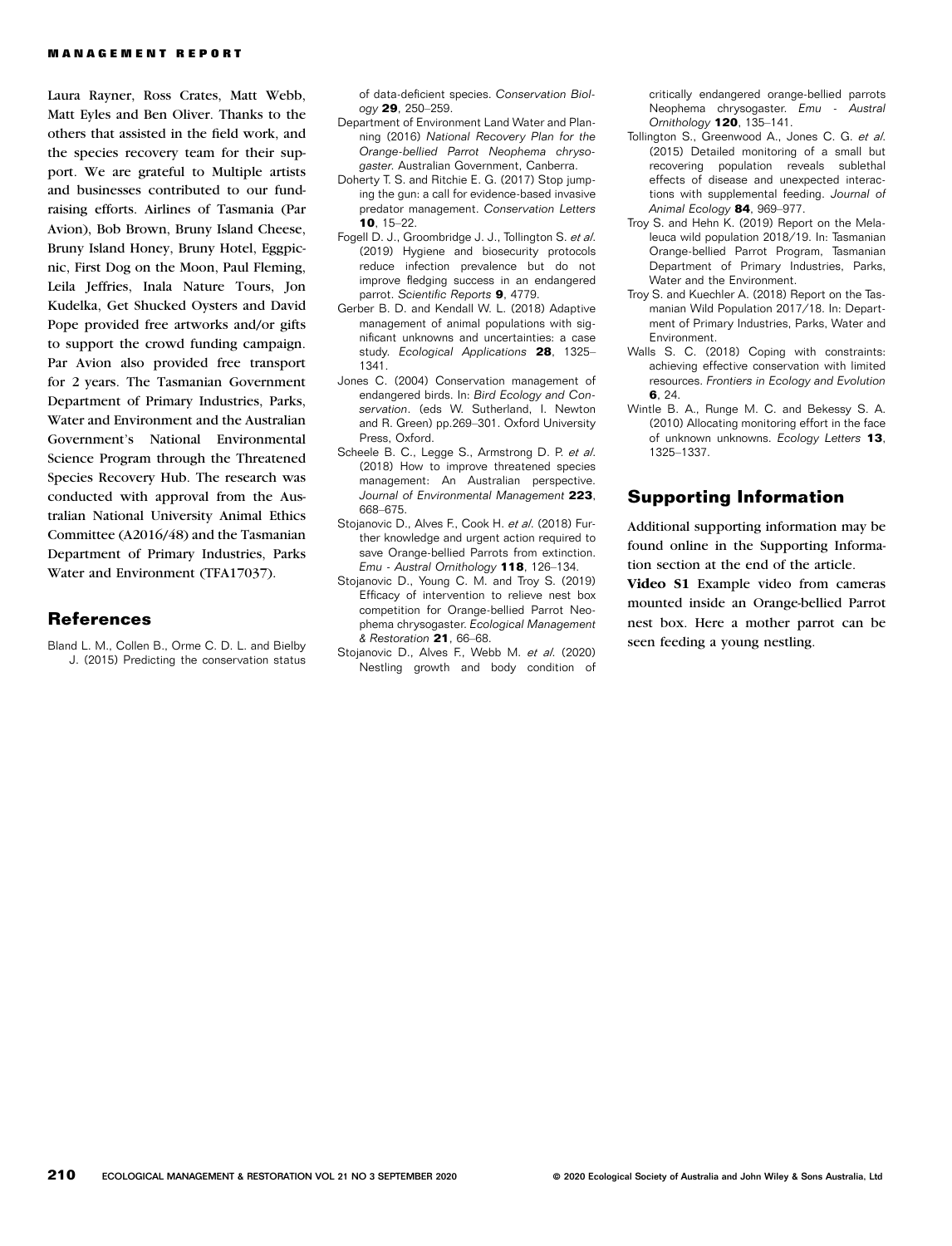Laura Rayner, Ross Crates, Matt Webb, Matt Eyles and Ben Oliver. Thanks to the others that assisted in the field work, and the species recovery team for their support. We are grateful to Multiple artists and businesses contributed to our fundraising efforts. Airlines of Tasmania (Par Avion), Bob Brown, Bruny Island Cheese, Bruny Island Honey, Bruny Hotel, Eggpicnic, First Dog on the Moon, Paul Fleming, Leila Jeffries, Inala Nature Tours, Jon Kudelka, Get Shucked Oysters and David Pope provided free artworks and/or gifts to support the crowd funding campaign. Par Avion also provided free transport for 2 years. The Tasmanian Government Department of Primary Industries, Parks, Water and Environment and the Australian Government's National Environmental Science Program through the Threatened Species Recovery Hub. The research was conducted with approval from the Australian National University Animal Ethics Committee (A2016/48) and the Tasmanian Department of Primary Industries, Parks Water and Environment (TFA17037).

## References

Bland L. M., Collen B., Orme C. D. L. and Bielby J. (2015) Predicting the conservation status of data-deficient species. *Conservation Biology* **29**, 250–259.

Department of Environment Land Water and Planning (2016) *National Recovery Plan for the Orange-bellied Parrot Neophema chrysogaster*. Australian Government, Canberra.

Doherty T. S. and Ritchie E. G. (2017) Stop jumping the gun: a call for evidence-based invasive predator management. *Conservation Letters* **10**, 15–22.

Fogell D. J., Groombridge J. J., Tollington S. *et al.* (2019) Hygiene and biosecurity protocols reduce infection prevalence but do not improve fledging success in an endangered parrot. *Scientific Reports* **9**, 4779.

Gerber B. D. and Kendall W. L. (2018) Adaptive management of animal populations with significant unknowns and uncertainties: a case study. *Ecological Applications* **28**, 1325–1341.

Jones C. (2004) Conservation management of endangered birds. In: *Bird Ecology and Conservation*. (eds W. Sutherland, I. Newton and R. Green) pp.269–301. Oxford University Press, Oxford.

Scheele B. C., Legge S., Armstrong D. P. *et al.* (2018) How to improve threatened species management: An Australian perspective. *Journal of Environmental Management* **223**, 668–675.

Stojanovic D., Alves F., Cook H. *et al.* (2018) Further knowledge and urgent action required to save Orange-bellied Parrots from extinction. *Emu - Austral Ornithology* **118**, 126–134.

Stojanovic D., Young C. M. and Troy S. (2019) Efficacy of intervention to relieve nest box competition for Orange-bellied Parrot Neophema chrysogaster. *Ecological Management & Restoration* **21**, 66–68.

Stojanovic D., Alves F., Webb M. *et al.* (2020) Nestling growth and body condition of critically endangered orange-bellied parrots Neophema chrysogaster. *Emu - Austral Ornithology* **120**, 135–141.

Tollington S., Greenwood A., Jones C. G. *et al.* (2015) Detailed monitoring of a small but recovering population reveals sublethal effects of disease and unexpected interactions with supplemental feeding. *Journal of Animal Ecology* **84**, 969–977.

Troy S. and Hehn K. (2019) Report on the Melaleuca wild population 2018/19. In: Tasmanian Orange-bellied Parrot Program, Tasmanian Department of Primary Industries, Parks, Water and the Environment.

Troy S. and Kuechler A. (2018) Report on the Tasmanian Wild Population 2017/18. In: Department of Primary Industries, Parks, Water and Environment.

Walls S. C. (2018) Coping with constraints: achieving effective conservation with limited resources. *Frontiers in Ecology and Evolution* **6**, 24.

Wintle B. A., Runge M. C. and Bekessy S. A. (2010) Allocating monitoring effort in the face of unknown unknowns. *Ecology Letters* **13**, 1325–1337.

## Supporting Information

Additional supporting information may be found online in the Supporting Information section at the end of the article.

**Video S1** Example video from cameras mounted inside an Orange-bellied Parrot nest box. Here a mother parrot can be seen feeding a young nestling.